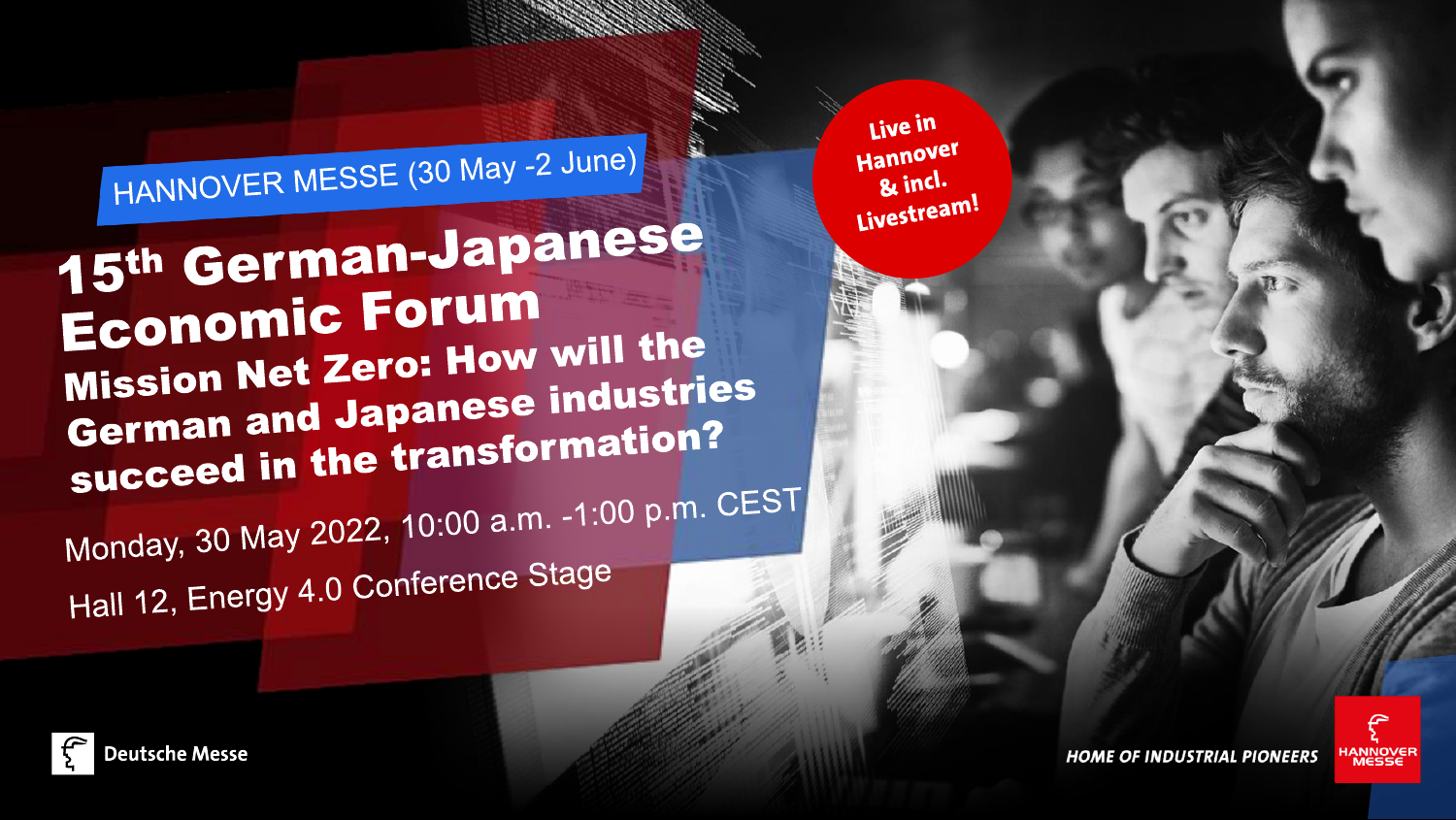HANNOVER MESSE (30 May -2 June)

# 15th German-Japanese Economic Forum

## Mission Net Zero: How will the German and Japanese industries succeed in the transformation?

Monday, 30 May 2022, 10:00 a.m. -1:00 p.m. CEST

Hall 12, Energy 4.0 Conference Stage

**Live in Hannover & incl. Livestream!**

Deutsche Messe

*HOME OF INDUSTRIAL PIONEERS*

HANNOVER MESSE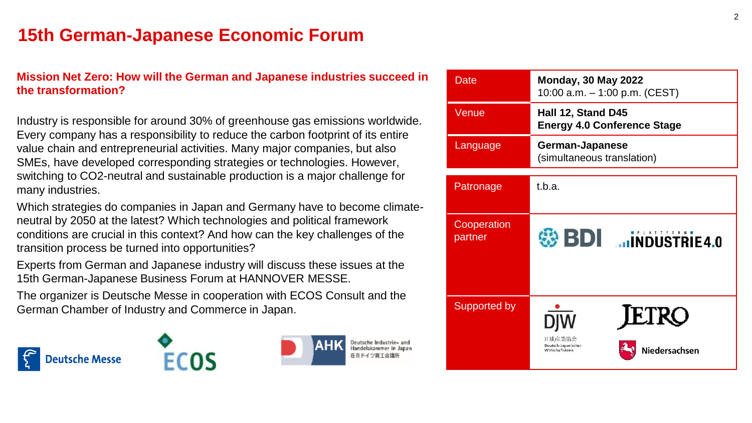# 15th German-Japanese Economic Forum

**Mission Net Zero: How will the German and Japanese industries succeed in the transformation?**

Industry is responsible for around 30% of greenhouse gas emissions worldwide. Every company has a responsibility to reduce the carbon footprint of its entire value chain and entrepreneurial activities. Many major companies, but also SMEs, have developed corresponding strategies or technologies. However, switching to CO2-neutral and sustainable production is a major challenge for many industries.

Which strategies do companies in Japan and Germany have to become climate-neutral by 2050 at the latest? Which technologies and political framework conditions are crucial in this context? And how can the key challenges of the transition process be turned into opportunities?

Experts from German and Japanese industry will discuss these issues at the 15th German-Japanese Business Forum at HANNOVER MESSE.

The organizer is Deutsche Messe in cooperation with ECOS Consult and the German Chamber of Industry and Commerce in Japan.

Deutsche Messe | ECOS | AHK Deutsche Industrie- und Handelskammer in Japan 在日ドイツ商工会議所

| | |
|---|---|
| Date | **Monday, 30 May 2022** 10:00 a.m. – 1:00 p.m. (CEST) |
| Venue | **Hall 12, Stand D45** **Energy 4.0 Conference Stage** |
| Language | **German-Japanese** (simultaneous translation) |

| | |
|---|---|
| Patronage | t.b.a. |
| Cooperation partner | BDI, Plattform Industrie 4.0 |
| Supported by | DJW 日独産業協会 Deutsch-Japanischer Wirtschaftskreis, JETRO, Niedersachsen |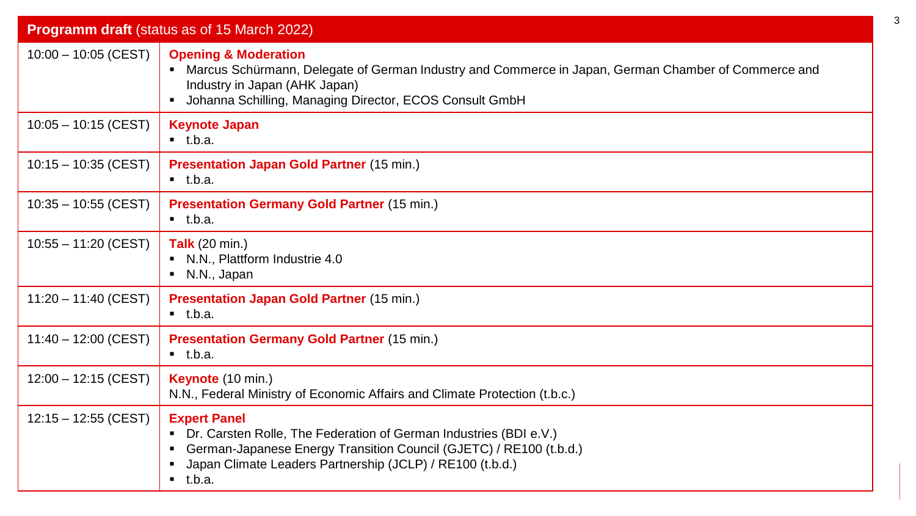## **Programm draft** (status as of 15 March 2022)

| Time | Programme |
| --- | --- |
| 10:00 – 10:05 (CEST) | **Opening & Moderation**<br>▪ Marcus Schürmann, Delegate of German Industry and Commerce in Japan, German Chamber of Commerce and Industry in Japan (AHK Japan)<br>▪ Johanna Schilling, Managing Director, ECOS Consult GmbH |
| 10:05 – 10:15 (CEST) | **Keynote Japan**<br>▪ t.b.a. |
| 10:15 – 10:35 (CEST) | **Presentation Japan Gold Partner** (15 min.)<br>▪ t.b.a. |
| 10:35 – 10:55 (CEST) | **Presentation Germany Gold Partner** (15 min.)<br>▪ t.b.a. |
| 10:55 – 11:20 (CEST) | **Talk** (20 min.)<br>▪ N.N., Plattform Industrie 4.0<br>▪ N.N., Japan |
| 11:20 – 11:40 (CEST) | **Presentation Japan Gold Partner** (15 min.)<br>▪ t.b.a. |
| 11:40 – 12:00 (CEST) | **Presentation Germany Gold Partner** (15 min.)<br>▪ t.b.a. |
| 12:00 – 12:15 (CEST) | **Keynote** (10 min.)<br>N.N., Federal Ministry of Economic Affairs and Climate Protection (t.b.c.) |
| 12:15 – 12:55 (CEST) | **Expert Panel**<br>▪ Dr. Carsten Rolle, The Federation of German Industries (BDI e.V.)<br>▪ German-Japanese Energy Transition Council (GJETC) / RE100 (t.b.d.)<br>▪ Japan Climate Leaders Partnership (JCLP) / RE100 (t.b.d.)<br>▪ t.b.a. |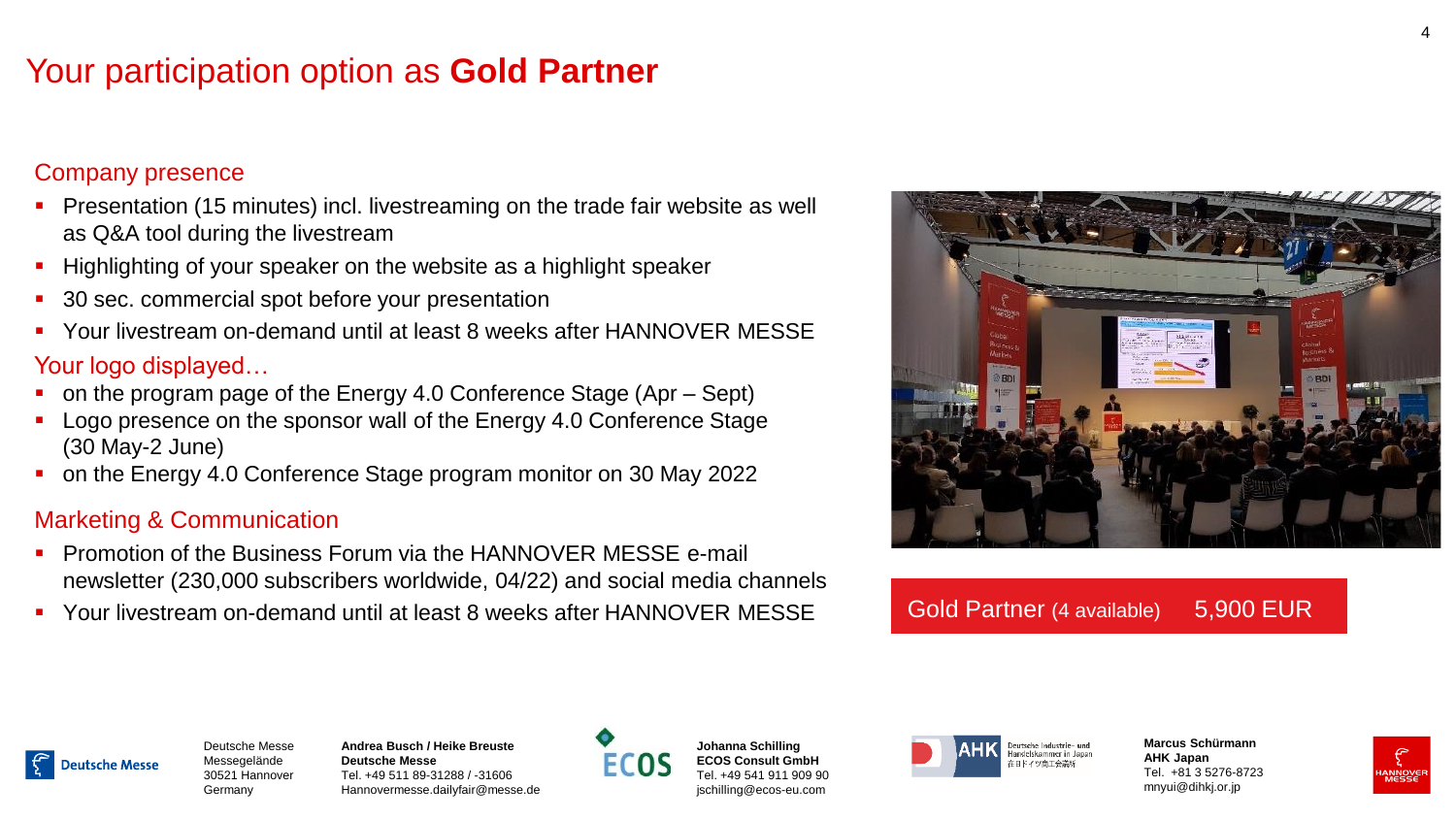# Your participation option as **Gold Partner**

## Company presence

- Presentation (15 minutes) incl. livestreaming on the trade fair website as well as Q&A tool during the livestream
- Highlighting of your speaker on the website as a highlight speaker
- 30 sec. commercial spot before your presentation
- Your livestream on-demand until at least 8 weeks after HANNOVER MESSE

## Your logo displayed…

- on the program page of the Energy 4.0 Conference Stage (Apr – Sept)
- Logo presence on the sponsor wall of the Energy 4.0 Conference Stage (30 May-2 June)
- on the Energy 4.0 Conference Stage program monitor on 30 May 2022

## Marketing & Communication

- Promotion of the Business Forum via the HANNOVER MESSE e-mail newsletter (230,000 subscribers worldwide, 04/22) and social media channels
- Your livestream on-demand until at least 8 weeks after HANNOVER MESSE

**Gold Partner** (4 available) **5,900 EUR**

Deutsche Messe
Messegelände
30521 Hannover
Germany

**Andrea Busch / Heike Breuste**
**Deutsche Messe**
Tel. +49 511 89-31288 / -31606
Hannovermesse.dailyfair@messe.de

**Johanna Schilling**
**ECOS Consult GmbH**
Tel. +49 541 911 909 90
jschilling@ecos-eu.com

**Marcus Schürmann**
**AHK Japan**
Tel. +81 3 5276-8723
mnyui@dihkj.or.jp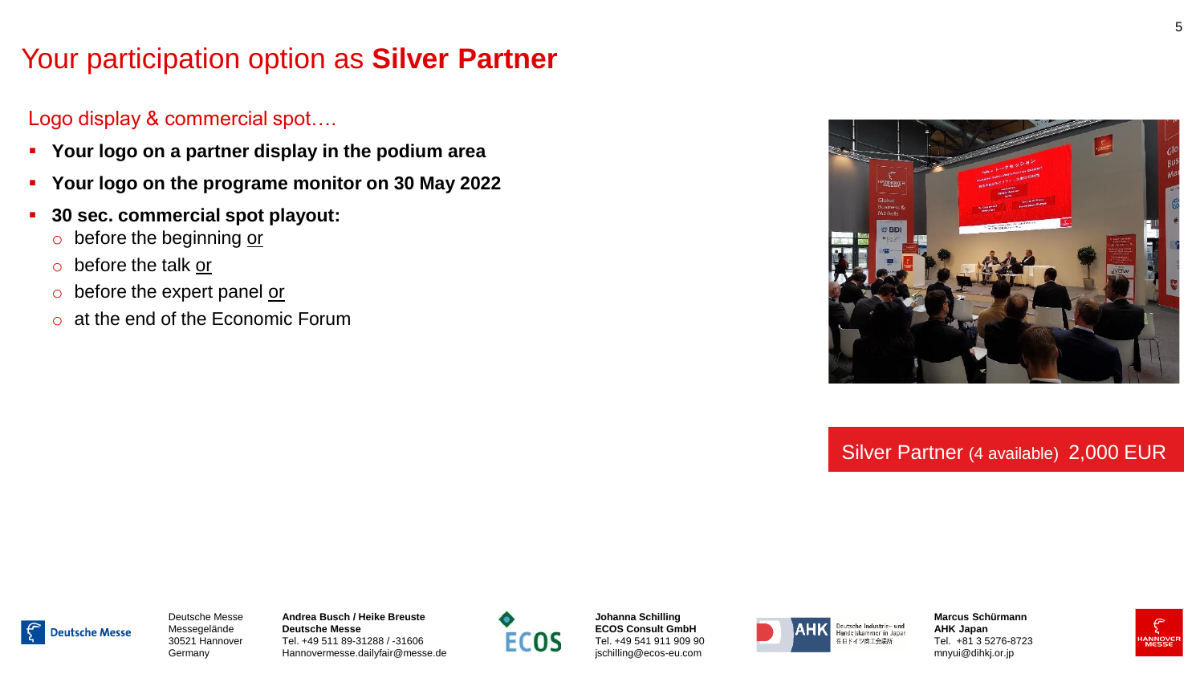# Your participation option as **Silver Partner**

Logo display & commercial spot….

- **Your logo on a partner display in the podium area**
- **Your logo on the programe monitor on 30 May 2022**
- **30 sec. commercial spot playout:**
  - before the beginning or
  - before the talk or
  - before the expert panel or
  - at the end of the Economic Forum

Silver Partner (4 available) 2,000 EUR

Deutsche Messe
Messegelände
30521 Hannover
Germany

**Andrea Busch / Heike Breuste**
**Deutsche Messe**
Tel. +49 511 89-31288 / -31606
Hannovermesse.dailyfair@messe.de

**Johanna Schilling**
**ECOS Consult GmbH**
Tel. +49 541 911 909 90
jschilling@ecos-eu.com

**Marcus Schürmann**
**AHK Japan**
Tel. +81 3 5276-8723
mnyui@dihkj.or.jp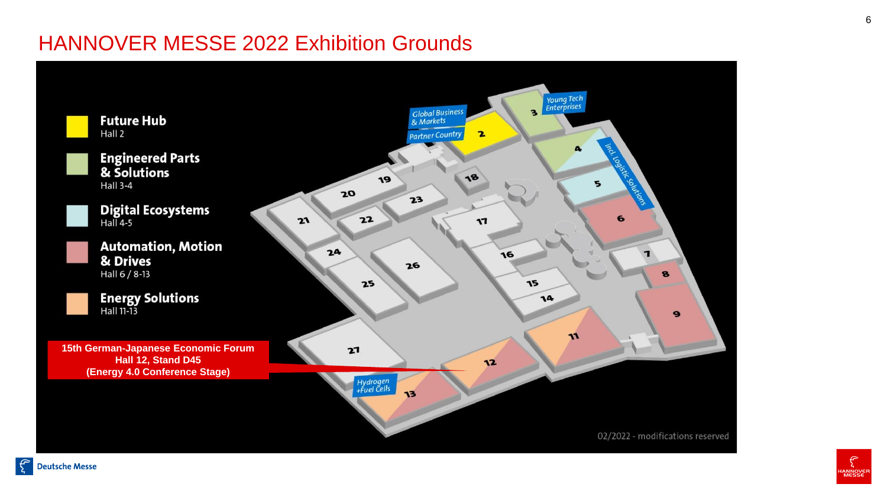# HANNOVER MESSE 2022 Exhibition Grounds

**Future Hub**
Hall 2

**Engineered Parts & Solutions**
Hall 3-4

**Digital Ecosystems**
Hall 4-5

**Automation, Motion & Drives**
Hall 6 / 8-13

**Energy Solutions**
Hall 11-13

**15th German-Japanese Economic Forum**
**Hall 12, Stand D45**
**(Energy 4.0 Conference Stage)**

*Global Business & Markets*

*Partner Country*

*Young Tech Enterprises*

*incl. Logistic Solutions*

*Hydrogen +Fuel Cells*

2, 3, 4, 5, 6, 7, 8, 9, 11, 12, 13, 14, 15, 16, 17, 18, 19, 20, 21, 22, 23, 24, 25, 26, 27

02/2022 - modifications reserved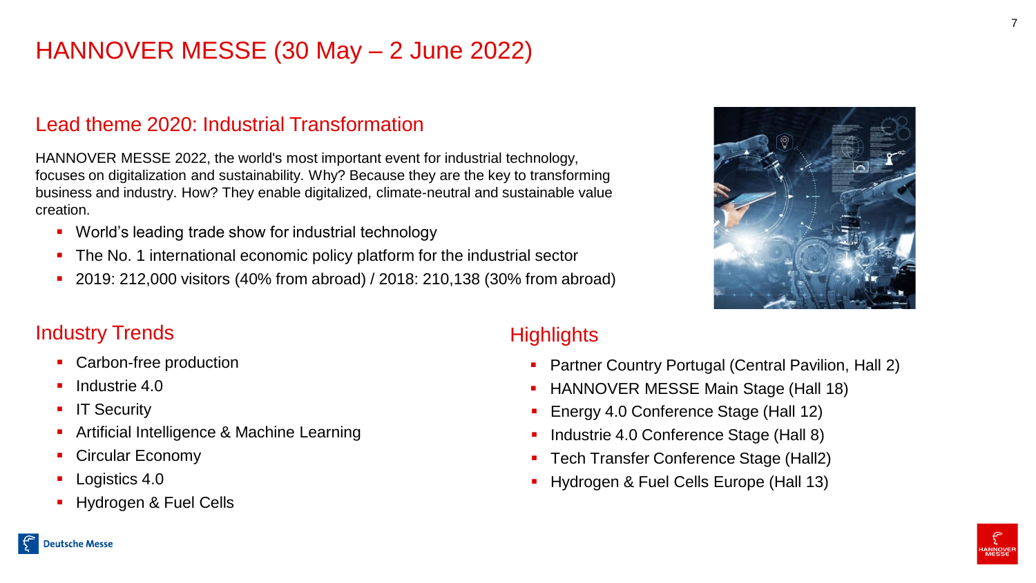# HANNOVER MESSE (30 May – 2 June 2022)

## Lead theme 2020: Industrial Transformation

HANNOVER MESSE 2022, the world's most important event for industrial technology, focuses on digitalization and sustainability. Why? Because they are the key to transforming business and industry. How? They enable digitalized, climate-neutral and sustainable value creation.

- World's leading trade show for industrial technology
- The No. 1 international economic policy platform for the industrial sector
- 2019: 212,000 visitors (40% from abroad) / 2018: 210,138 (30% from abroad)

## Industry Trends

- Carbon-free production
- Industrie 4.0
- IT Security
- Artificial Intelligence & Machine Learning
- Circular Economy
- Logistics 4.0
- Hydrogen & Fuel Cells

## Highlights

- Partner Country Portugal (Central Pavilion, Hall 2)
- HANNOVER MESSE Main Stage (Hall 18)
- Energy 4.0 Conference Stage (Hall 12)
- Industrie 4.0 Conference Stage (Hall 8)
- Tech Transfer Conference Stage (Hall2)
- Hydrogen & Fuel Cells Europe (Hall 13)